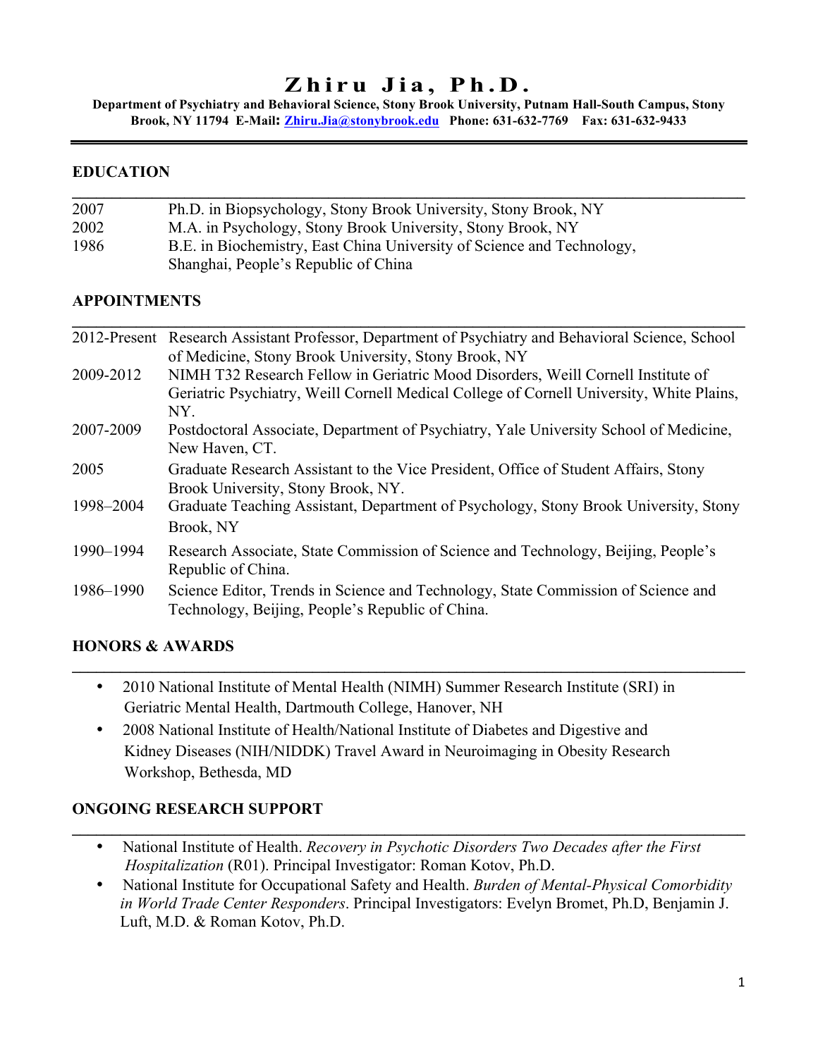# Zhiru Jia, Ph.D.

**Department of Psychiatry and Behavioral Science, Stony Brook University, Putnam Hall-South Campus, Stony Brook, NY 11794 E-Mail: Zhiru.Jia@stonybrook.edu Phone: 631-632-7769 Fax: 631-632-9433**

## EDUCATION

| | |
|---|---|
| 2007 | Ph.D. in Biopsychology, Stony Brook University, Stony Brook, NY |
| 2002 | M.A. in Psychology, Stony Brook University, Stony Brook, NY |
| 1986 | B.E. in Biochemistry, East China University of Science and Technology, Shanghai, People's Republic of China |

## APPOINTMENTS

| | |
|---|---|
| 2012-Present | Research Assistant Professor, Department of Psychiatry and Behavioral Science, School of Medicine, Stony Brook University, Stony Brook, NY |
| 2009-2012 | NIMH T32 Research Fellow in Geriatric Mood Disorders, Weill Cornell Institute of Geriatric Psychiatry, Weill Cornell Medical College of Cornell University, White Plains, NY. |
| 2007-2009 | Postdoctoral Associate, Department of Psychiatry, Yale University School of Medicine, New Haven, CT. |
| 2005 | Graduate Research Assistant to the Vice President, Office of Student Affairs, Stony Brook University, Stony Brook, NY. |
| 1998–2004 | Graduate Teaching Assistant, Department of Psychology, Stony Brook University, Stony Brook, NY |
| 1990–1994 | Research Associate, State Commission of Science and Technology, Beijing, People's Republic of China. |
| 1986–1990 | Science Editor, Trends in Science and Technology, State Commission of Science and Technology, Beijing, People's Republic of China. |

## HONORS & AWARDS

- 2010 National Institute of Mental Health (NIMH) Summer Research Institute (SRI) in Geriatric Mental Health, Dartmouth College, Hanover, NH
- 2008 National Institute of Health/National Institute of Diabetes and Digestive and Kidney Diseases (NIH/NIDDK) Travel Award in Neuroimaging in Obesity Research Workshop, Bethesda, MD

## ONGOING RESEARCH SUPPORT

- National Institute of Health. *Recovery in Psychotic Disorders Two Decades after the First Hospitalization* (R01). Principal Investigator: Roman Kotov, Ph.D.
- National Institute for Occupational Safety and Health. *Burden of Mental-Physical Comorbidity in World Trade Center Responders*. Principal Investigators: Evelyn Bromet, Ph.D, Benjamin J. Luft, M.D. & Roman Kotov, Ph.D.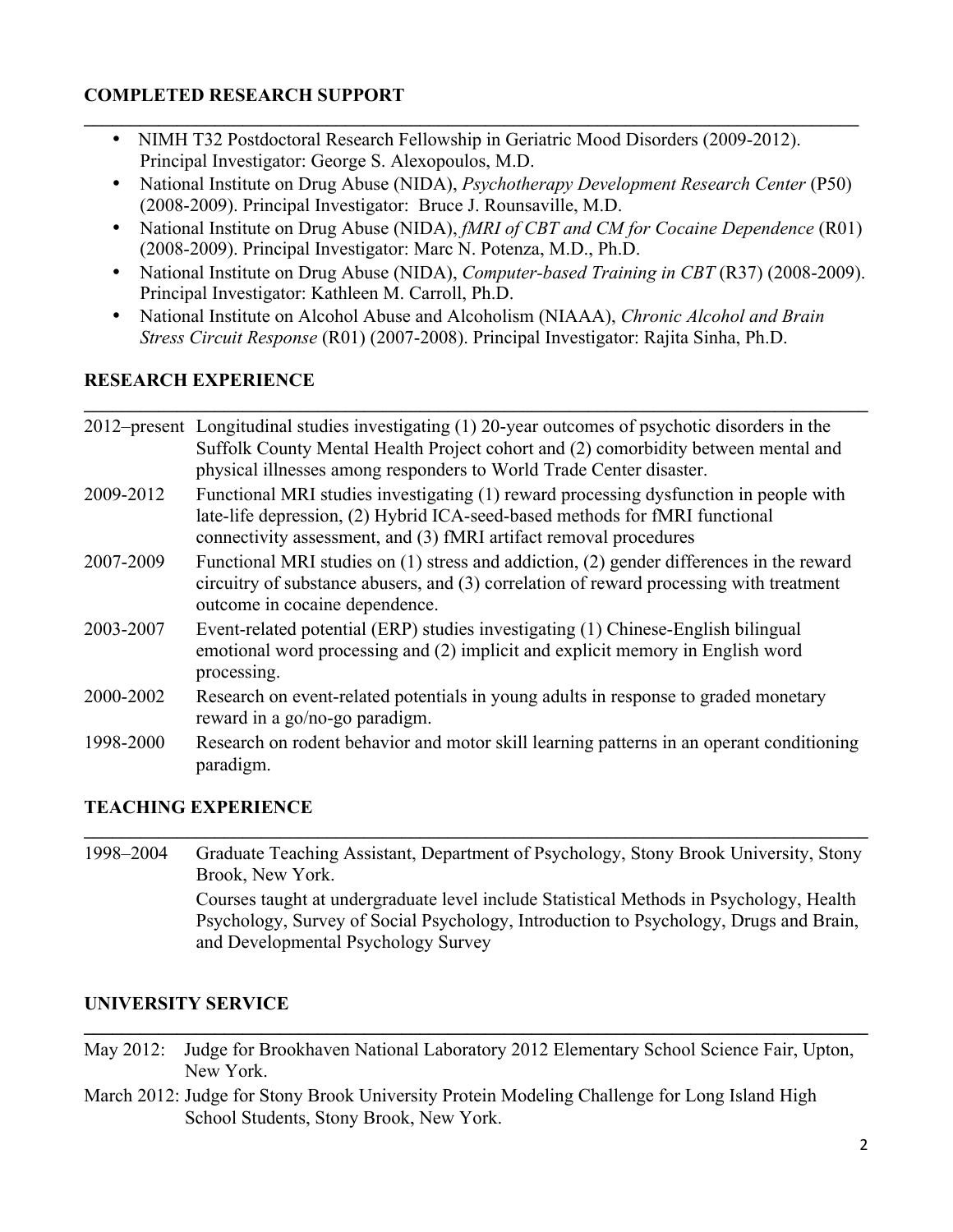## COMPLETED RESEARCH SUPPORT

- NIMH T32 Postdoctoral Research Fellowship in Geriatric Mood Disorders (2009-2012). Principal Investigator: George S. Alexopoulos, M.D.
- National Institute on Drug Abuse (NIDA), *Psychotherapy Development Research Center* (P50) (2008-2009). Principal Investigator: Bruce J. Rounsaville, M.D.
- National Institute on Drug Abuse (NIDA), *fMRI of CBT and CM for Cocaine Dependence* (R01) (2008-2009). Principal Investigator: Marc N. Potenza, M.D., Ph.D.
- National Institute on Drug Abuse (NIDA), *Computer-based Training in CBT* (R37) (2008-2009). Principal Investigator: Kathleen M. Carroll, Ph.D.
- National Institute on Alcohol Abuse and Alcoholism (NIAAA), *Chronic Alcohol and Brain Stress Circuit Response* (R01) (2007-2008). Principal Investigator: Rajita Sinha, Ph.D.

## RESEARCH EXPERIENCE

2012–present Longitudinal studies investigating (1) 20-year outcomes of psychotic disorders in the Suffolk County Mental Health Project cohort and (2) comorbidity between mental and physical illnesses among responders to World Trade Center disaster.

2009-2012 Functional MRI studies investigating (1) reward processing dysfunction in people with late-life depression, (2) Hybrid ICA-seed-based methods for fMRI functional connectivity assessment, and (3) fMRI artifact removal procedures

2007-2009 Functional MRI studies on (1) stress and addiction, (2) gender differences in the reward circuitry of substance abusers, and (3) correlation of reward processing with treatment outcome in cocaine dependence.

2003-2007 Event-related potential (ERP) studies investigating (1) Chinese-English bilingual emotional word processing and (2) implicit and explicit memory in English word processing.

2000-2002 Research on event-related potentials in young adults in response to graded monetary reward in a go/no-go paradigm.

1998-2000 Research on rodent behavior and motor skill learning patterns in an operant conditioning paradigm.

## TEACHING EXPERIENCE

1998–2004 Graduate Teaching Assistant, Department of Psychology, Stony Brook University, Stony Brook, New York.

Courses taught at undergraduate level include Statistical Methods in Psychology, Health Psychology, Survey of Social Psychology, Introduction to Psychology, Drugs and Brain, and Developmental Psychology Survey

## UNIVERSITY SERVICE

May 2012: Judge for Brookhaven National Laboratory 2012 Elementary School Science Fair, Upton, New York.

March 2012: Judge for Stony Brook University Protein Modeling Challenge for Long Island High School Students, Stony Brook, New York.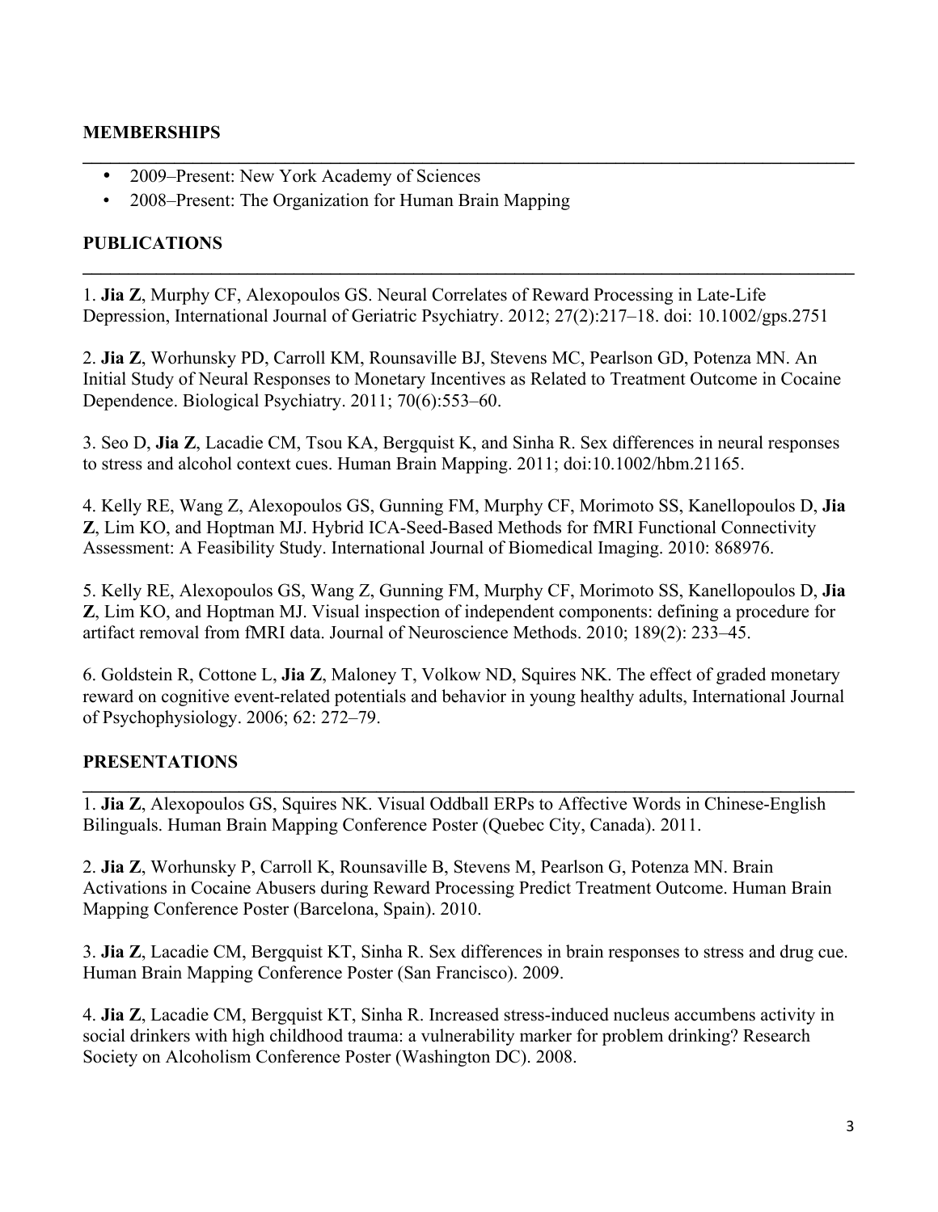## MEMBERSHIPS

- 2009–Present: New York Academy of Sciences
- 2008–Present: The Organization for Human Brain Mapping

## PUBLICATIONS

1. **Jia Z**, Murphy CF, Alexopoulos GS. Neural Correlates of Reward Processing in Late-Life Depression, International Journal of Geriatric Psychiatry. 2012; 27(2):217–18. doi: 10.1002/gps.2751

2. **Jia Z**, Worhunsky PD, Carroll KM, Rounsaville BJ, Stevens MC, Pearlson GD, Potenza MN. An Initial Study of Neural Responses to Monetary Incentives as Related to Treatment Outcome in Cocaine Dependence. Biological Psychiatry. 2011; 70(6):553–60.

3. Seo D, **Jia Z**, Lacadie CM, Tsou KA, Bergquist K, and Sinha R. Sex differences in neural responses to stress and alcohol context cues. Human Brain Mapping. 2011; doi:10.1002/hbm.21165.

4. Kelly RE, Wang Z, Alexopoulos GS, Gunning FM, Murphy CF, Morimoto SS, Kanellopoulos D, **Jia Z**, Lim KO, and Hoptman MJ. Hybrid ICA-Seed-Based Methods for fMRI Functional Connectivity Assessment: A Feasibility Study. International Journal of Biomedical Imaging. 2010: 868976.

5. Kelly RE, Alexopoulos GS, Wang Z, Gunning FM, Murphy CF, Morimoto SS, Kanellopoulos D, **Jia Z**, Lim KO, and Hoptman MJ. Visual inspection of independent components: defining a procedure for artifact removal from fMRI data. Journal of Neuroscience Methods. 2010; 189(2): 233–45.

6. Goldstein R, Cottone L, **Jia Z**, Maloney T, Volkow ND, Squires NK. The effect of graded monetary reward on cognitive event-related potentials and behavior in young healthy adults, International Journal of Psychophysiology. 2006; 62: 272–79.

## PRESENTATIONS

1. **Jia Z**, Alexopoulos GS, Squires NK. Visual Oddball ERPs to Affective Words in Chinese-English Bilinguals. Human Brain Mapping Conference Poster (Quebec City, Canada). 2011.

2. **Jia Z**, Worhunsky P, Carroll K, Rounsaville B, Stevens M, Pearlson G, Potenza MN. Brain Activations in Cocaine Abusers during Reward Processing Predict Treatment Outcome. Human Brain Mapping Conference Poster (Barcelona, Spain). 2010.

3. **Jia Z**, Lacadie CM, Bergquist KT, Sinha R. Sex differences in brain responses to stress and drug cue. Human Brain Mapping Conference Poster (San Francisco). 2009.

4. **Jia Z**, Lacadie CM, Bergquist KT, Sinha R. Increased stress-induced nucleus accumbens activity in social drinkers with high childhood trauma: a vulnerability marker for problem drinking? Research Society on Alcoholism Conference Poster (Washington DC). 2008.